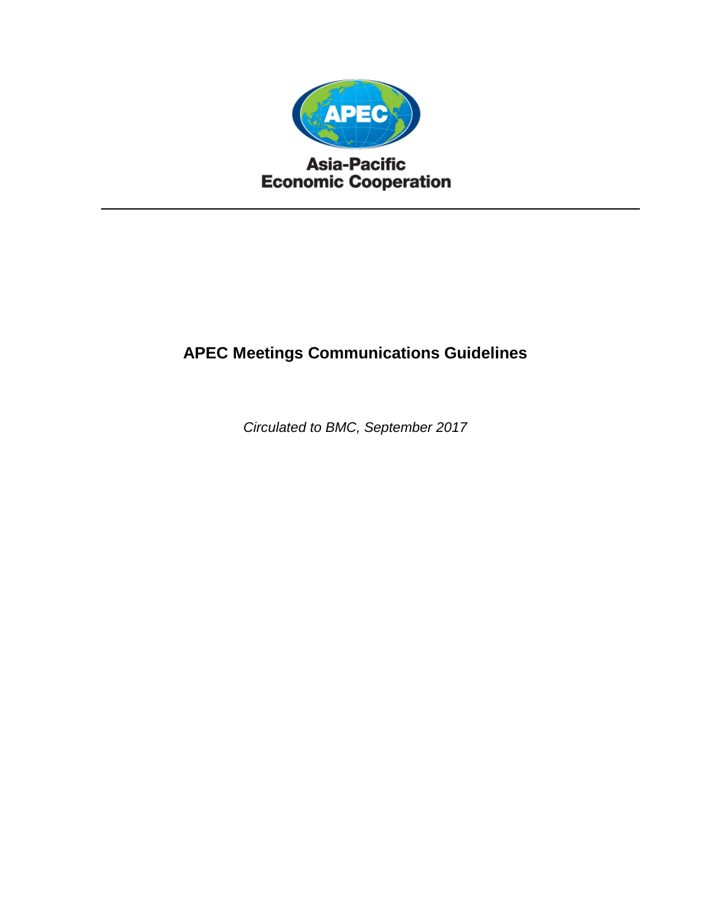Asia-Pacific
Economic Cooperation

---

# APEC Meetings Communications Guidelines

*Circulated to BMC, September 2017*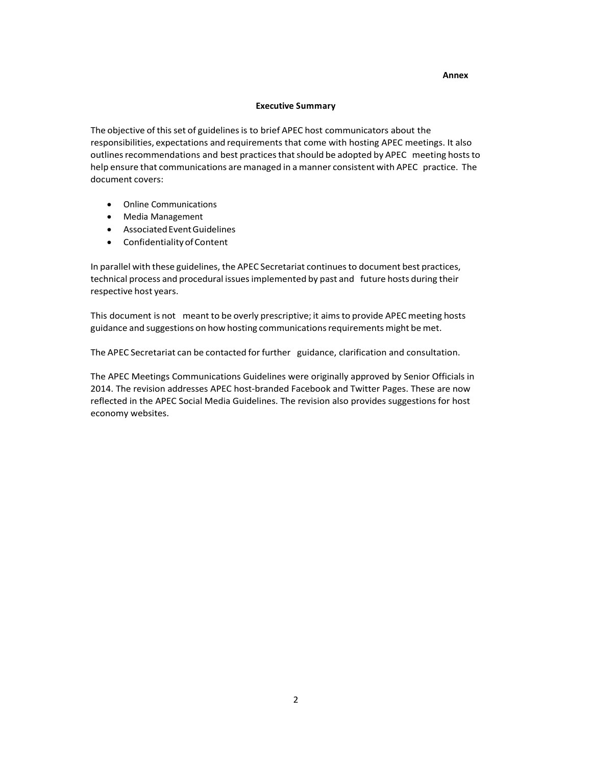**Annex**

## Executive Summary

The objective of this set of guidelines is to brief APEC host communicators about the responsibilities, expectations and requirements that come with hosting APEC meetings. It also outlines recommendations and best practices that should be adopted by APEC meeting hosts to help ensure that communications are managed in a manner consistent with APEC practice. The document covers:

- Online Communications
- Media Management
- Associated Event Guidelines
- Confidentiality of Content

In parallel with these guidelines, the APEC Secretariat continues to document best practices, technical process and procedural issues implemented by past and future hosts during their respective host years.

This document is not meant to be overly prescriptive; it aims to provide APEC meeting hosts guidance and suggestions on how hosting communications requirements might be met.

The APEC Secretariat can be contacted for further guidance, clarification and consultation.

The APEC Meetings Communications Guidelines were originally approved by Senior Officials in 2014. The revision addresses APEC host-branded Facebook and Twitter Pages. These are now reflected in the APEC Social Media Guidelines. The revision also provides suggestions for host economy websites.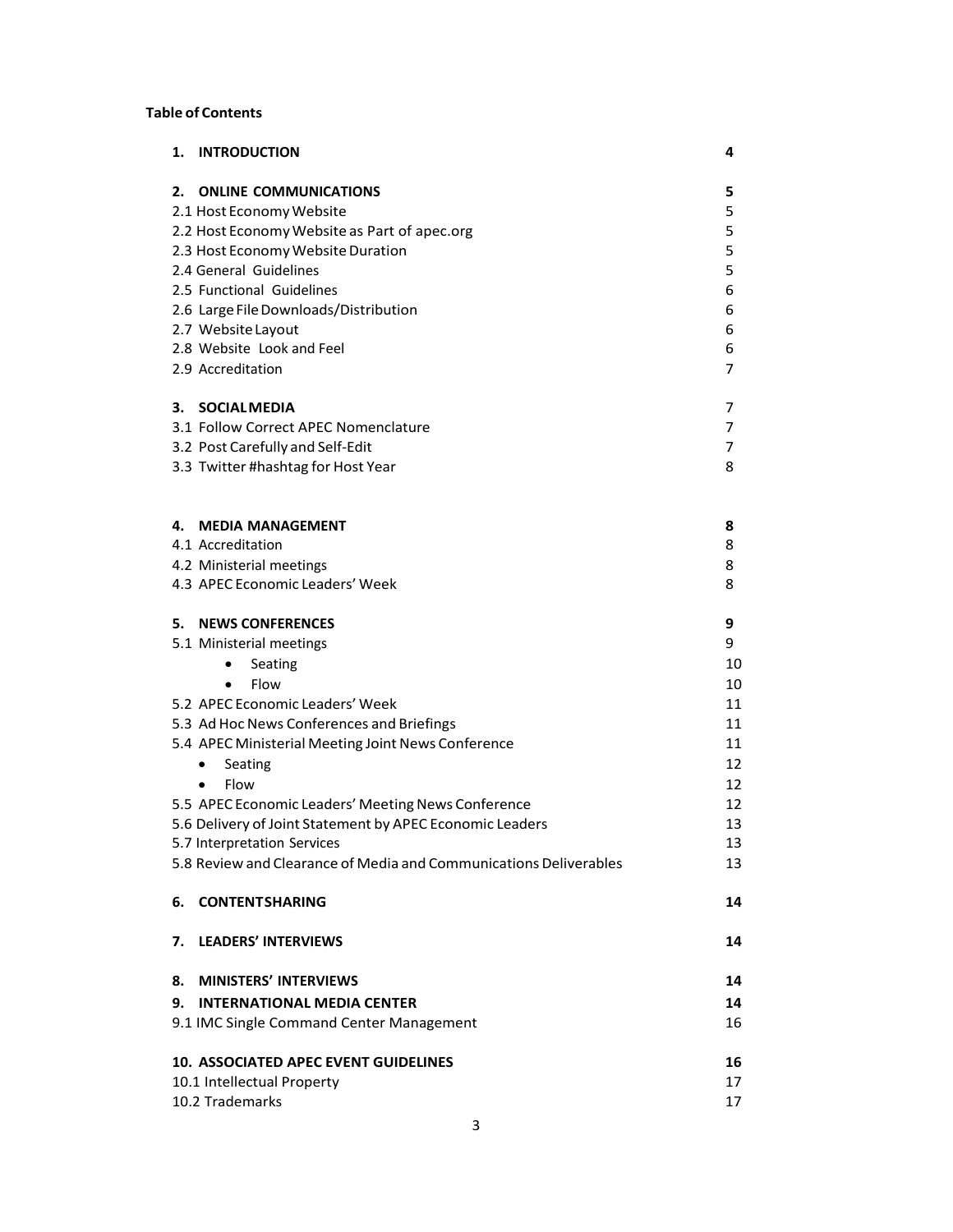**Table of Contents**

| | |
|---|---|
| **1. INTRODUCTION** | **4** |
| **2. ONLINE COMMUNICATIONS** | **5** |
| 2.1 Host Economy Website | 5 |
| 2.2 Host Economy Website as Part of apec.org | 5 |
| 2.3 Host Economy Website Duration | 5 |
| 2.4 General Guidelines | 5 |
| 2.5 Functional Guidelines | 6 |
| 2.6 Large File Downloads/Distribution | 6 |
| 2.7 Website Layout | 6 |
| 2.8 Website Look and Feel | 6 |
| 2.9 Accreditation | 7 |
| **3. SOCIAL MEDIA** | 7 |
| 3.1 Follow Correct APEC Nomenclature | 7 |
| 3.2 Post Carefully and Self-Edit | 7 |
| 3.3 Twitter #hashtag for Host Year | 8 |
| **4. MEDIA MANAGEMENT** | **8** |
| 4.1 Accreditation | 8 |
| 4.2 Ministerial meetings | 8 |
| 4.3 APEC Economic Leaders' Week | 8 |
| **5. NEWS CONFERENCES** | **9** |
| 5.1 Ministerial meetings | 9 |
| • Seating | 10 |
| • Flow | 10 |
| 5.2 APEC Economic Leaders' Week | 11 |
| 5.3 Ad Hoc News Conferences and Briefings | 11 |
| 5.4 APEC Ministerial Meeting Joint News Conference | 11 |
| • Seating | 12 |
| • Flow | 12 |
| 5.5 APEC Economic Leaders' Meeting News Conference | 12 |
| 5.6 Delivery of Joint Statement by APEC Economic Leaders | 13 |
| 5.7 Interpretation Services | 13 |
| 5.8 Review and Clearance of Media and Communications Deliverables | 13 |
| **6. CONTENT SHARING** | **14** |
| **7. LEADERS' INTERVIEWS** | **14** |
| **8. MINISTERS' INTERVIEWS** | **14** |
| **9. INTERNATIONAL MEDIA CENTER** | **14** |
| 9.1 IMC Single Command Center Management | 16 |
| **10. ASSOCIATED APEC EVENT GUIDELINES** | **16** |
| 10.1 Intellectual Property | 17 |
| 10.2 Trademarks | 17 |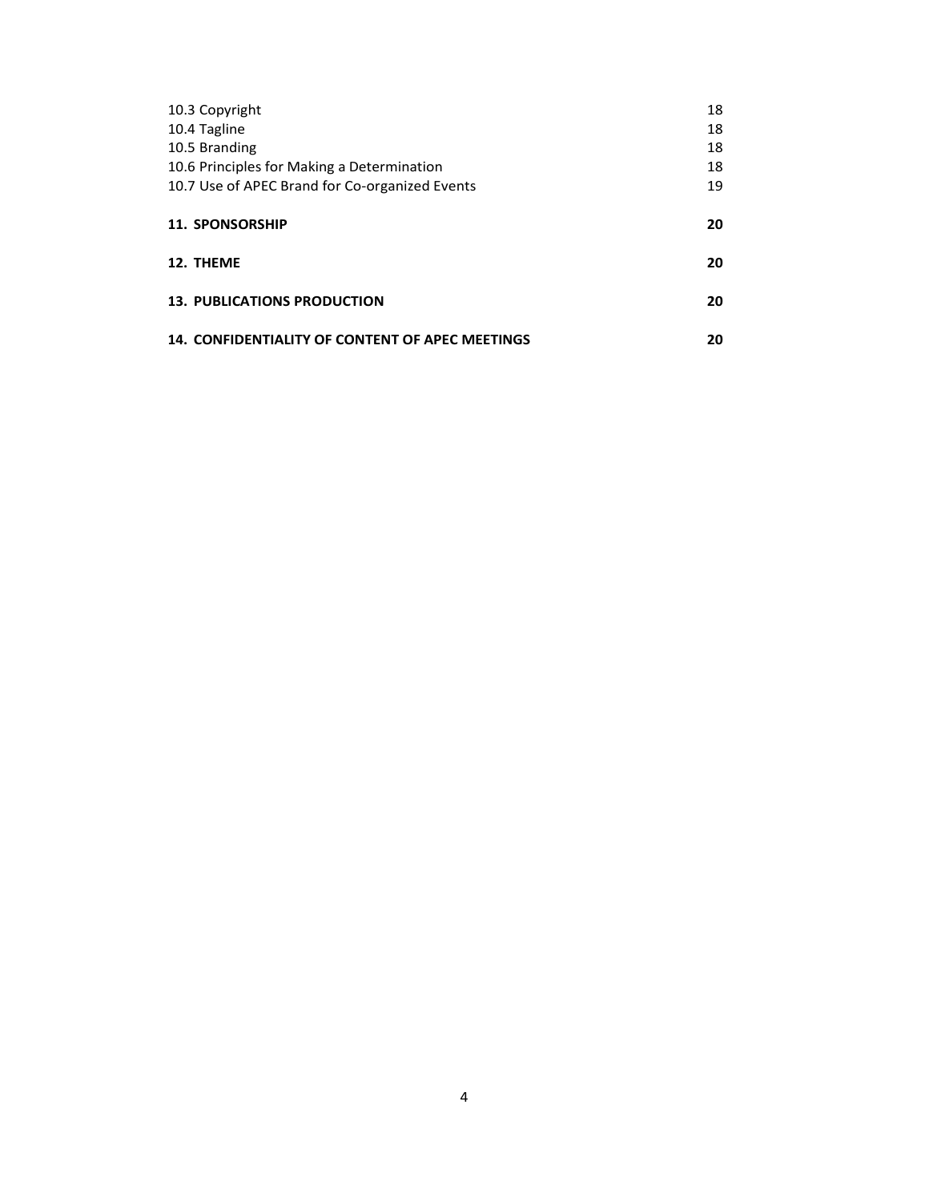| | |
|---|---|
| 10.3 Copyright | 18 |
| 10.4 Tagline | 18 |
| 10.5 Branding | 18 |
| 10.6 Principles for Making a Determination | 18 |
| 10.7 Use of APEC Brand for Co-organized Events | 19 |
| **11. SPONSORSHIP** | **20** |
| **12. THEME** | **20** |
| **13. PUBLICATIONS PRODUCTION** | **20** |
| **14. CONFIDENTIALITY OF CONTENT OF APEC MEETINGS** | **20** |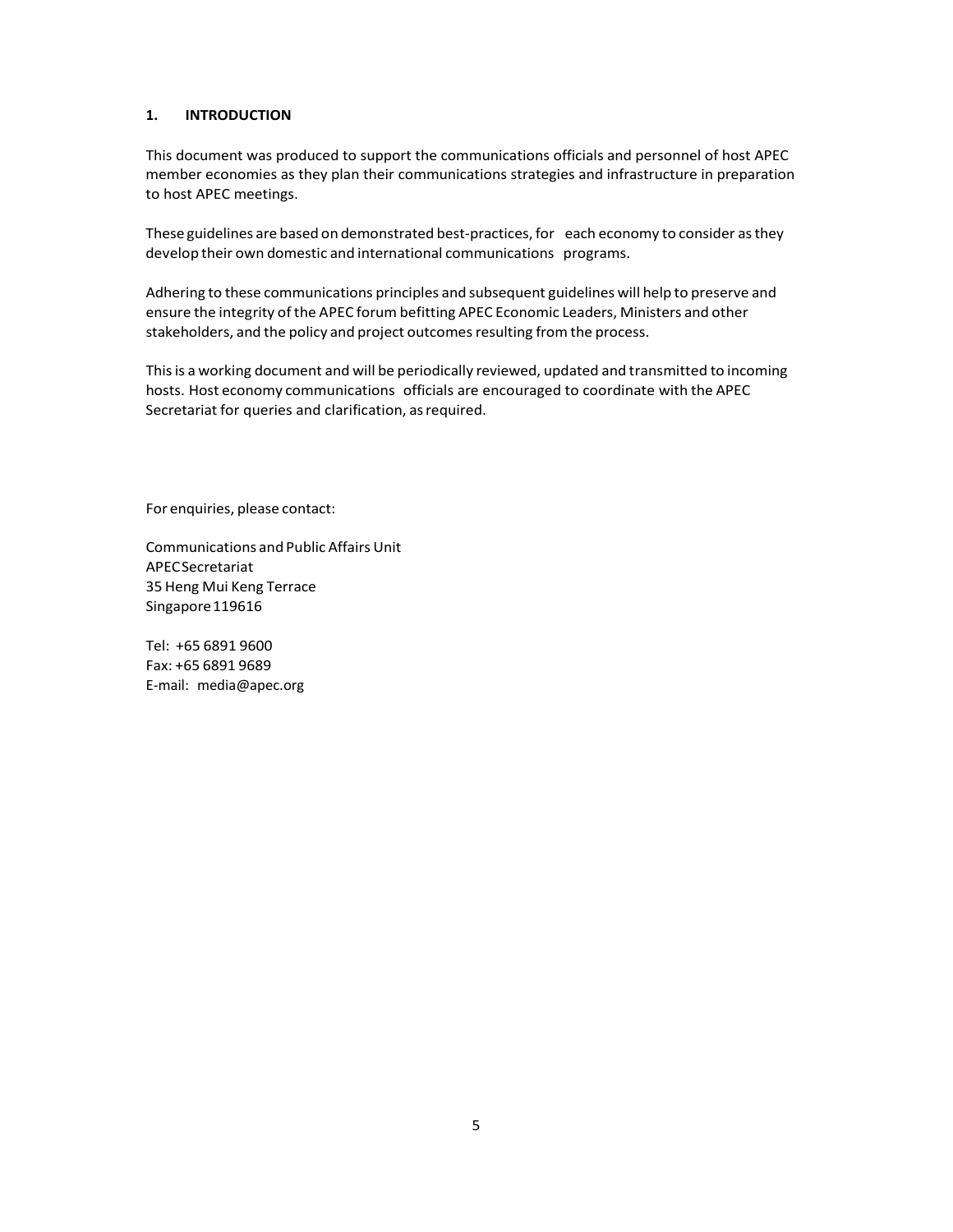## 1. INTRODUCTION

This document was produced to support the communications officials and personnel of host APEC member economies as they plan their communications strategies and infrastructure in preparation to host APEC meetings.

These guidelines are based on demonstrated best-practices, for each economy to consider as they develop their own domestic and international communications programs.

Adhering to these communications principles and subsequent guidelines will help to preserve and ensure the integrity of the APEC forum befitting APEC Economic Leaders, Ministers and other stakeholders, and the policy and project outcomes resulting from the process.

This is a working document and will be periodically reviewed, updated and transmitted to incoming hosts. Host economy communications officials are encouraged to coordinate with the APEC Secretariat for queries and clarification, as required.

For enquiries, please contact:

Communications and Public Affairs Unit
APEC Secretariat
35 Heng Mui Keng Terrace
Singapore 119616

Tel: +65 6891 9600
Fax: +65 6891 9689
E-mail: media@apec.org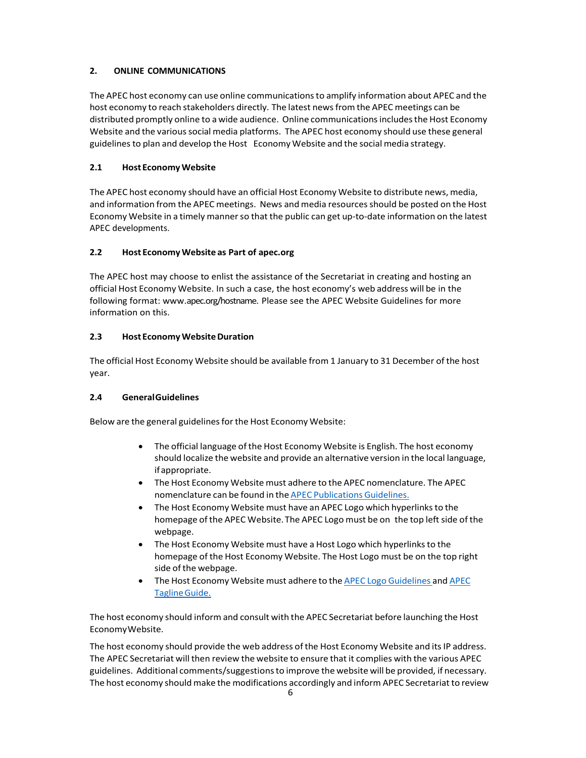## 2. ONLINE COMMUNICATIONS

The APEC host economy can use online communications to amplify information about APEC and the host economy to reach stakeholders directly. The latest news from the APEC meetings can be distributed promptly online to a wide audience. Online communications includes the Host Economy Website and the various social media platforms. The APEC host economy should use these general guidelines to plan and develop the Host Economy Website and the social media strategy.

### 2.1 Host Economy Website

The APEC host economy should have an official Host Economy Website to distribute news, media, and information from the APEC meetings. News and media resources should be posted on the Host Economy Website in a timely manner so that the public can get up-to-date information on the latest APEC developments.

### 2.2 Host Economy Website as Part of apec.org

The APEC host may choose to enlist the assistance of the Secretariat in creating and hosting an official Host Economy Website. In such a case, the host economy's web address will be in the following format: www.apec.org/hostname. Please see the APEC Website Guidelines for more information on this.

### 2.3 Host Economy Website Duration

The official Host Economy Website should be available from 1 January to 31 December of the host year.

### 2.4 General Guidelines

Below are the general guidelines for the Host Economy Website:

- The official language of the Host Economy Website is English. The host economy should localize the website and provide an alternative version in the local language, if appropriate.
- The Host Economy Website must adhere to the APEC nomenclature. The APEC nomenclature can be found in the APEC Publications Guidelines.
- The Host Economy Website must have an APEC Logo which hyperlinks to the homepage of the APEC Website. The APEC Logo must be on the top left side of the webpage.
- The Host Economy Website must have a Host Logo which hyperlinks to the homepage of the Host Economy Website. The Host Logo must be on the top right side of the webpage.
- The Host Economy Website must adhere to the APEC Logo Guidelines and APEC Tagline Guide.

The host economy should inform and consult with the APEC Secretariat before launching the Host Economy Website.

The host economy should provide the web address of the Host Economy Website and its IP address. The APEC Secretariat will then review the website to ensure that it complies with the various APEC guidelines. Additional comments/suggestions to improve the website will be provided, if necessary. The host economy should make the modifications accordingly and inform APEC Secretariat to review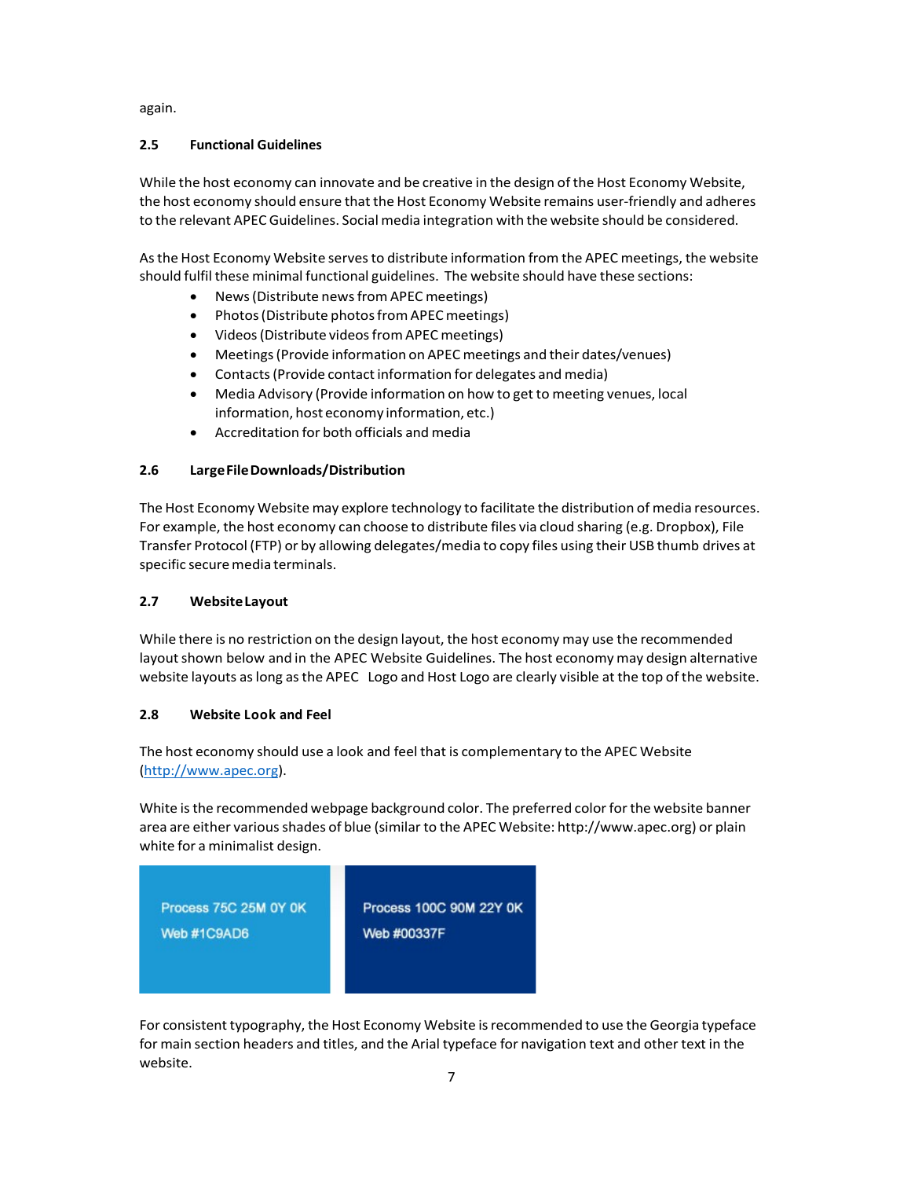again.

### 2.5 Functional Guidelines

While the host economy can innovate and be creative in the design of the Host Economy Website, the host economy should ensure that the Host Economy Website remains user-friendly and adheres to the relevant APEC Guidelines. Social media integration with the website should be considered.

As the Host Economy Website serves to distribute information from the APEC meetings, the website should fulfil these minimal functional guidelines. The website should have these sections:

- News (Distribute news from APEC meetings)
- Photos (Distribute photos from APEC meetings)
- Videos (Distribute videos from APEC meetings)
- Meetings (Provide information on APEC meetings and their dates/venues)
- Contacts (Provide contact information for delegates and media)
- Media Advisory (Provide information on how to get to meeting venues, local information, host economy information, etc.)
- Accreditation for both officials and media

### 2.6 Large File Downloads/Distribution

The Host Economy Website may explore technology to facilitate the distribution of media resources. For example, the host economy can choose to distribute files via cloud sharing (e.g. Dropbox), File Transfer Protocol (FTP) or by allowing delegates/media to copy files using their USB thumb drives at specific secure media terminals.

### 2.7 Website Layout

While there is no restriction on the design layout, the host economy may use the recommended layout shown below and in the APEC Website Guidelines. The host economy may design alternative website layouts as long as the APEC Logo and Host Logo are clearly visible at the top of the website.

### 2.8 Website Look and Feel

The host economy should use a look and feel that is complementary to the APEC Website (http://www.apec.org).

White is the recommended webpage background color. The preferred color for the website banner area are either various shades of blue (similar to the APEC Website: http://www.apec.org) or plain white for a minimalist design.

| Process 75C 25M 0Y 0K<br>Web #1C9AD6 | Process 100C 90M 22Y 0K<br>Web #00337F |
|---|---|

For consistent typography, the Host Economy Website is recommended to use the Georgia typeface for main section headers and titles, and the Arial typeface for navigation text and other text in the website.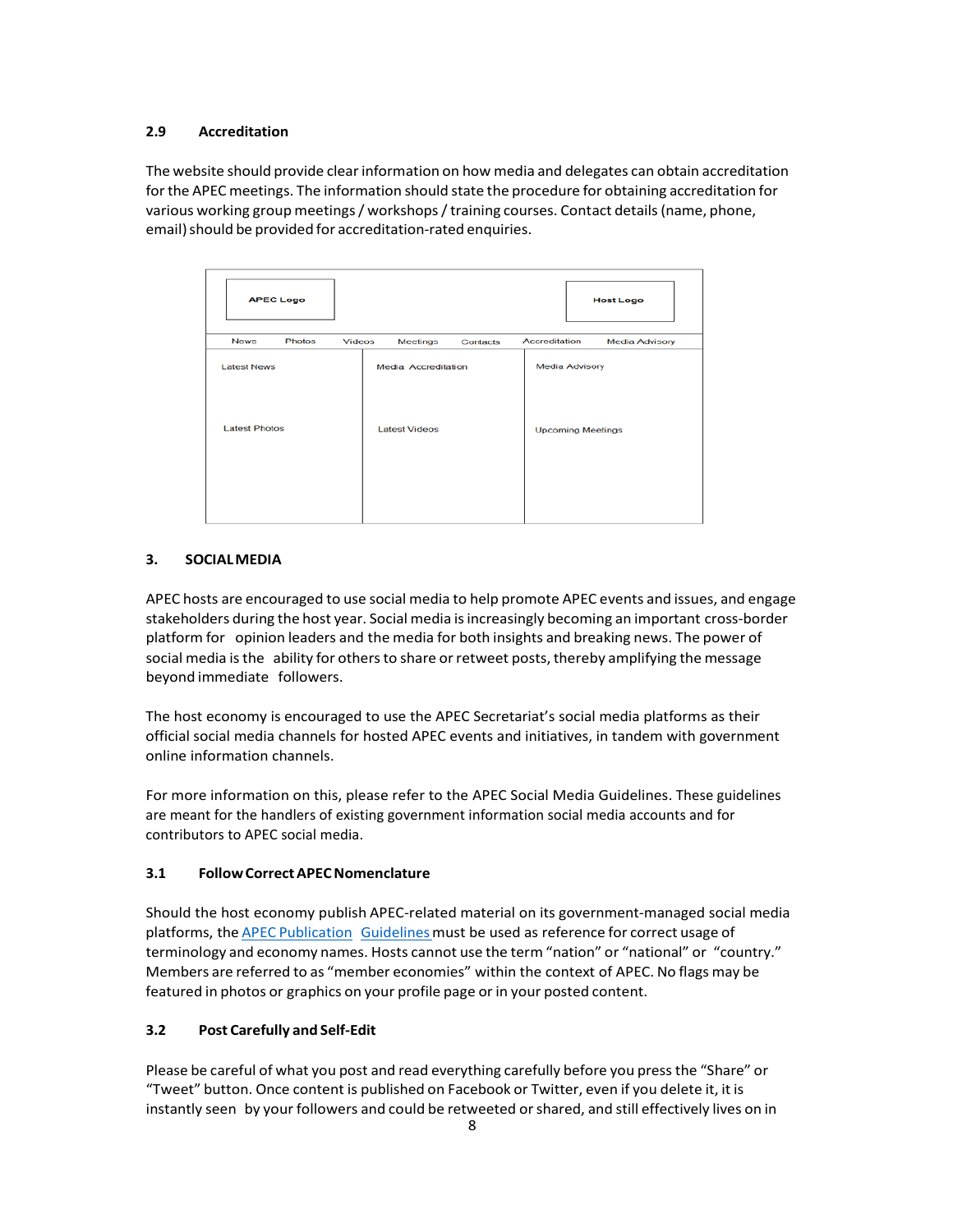### 2.9 Accreditation

The website should provide clear information on how media and delegates can obtain accreditation for the APEC meetings. The information should state the procedure for obtaining accreditation for various working group meetings / workshops / training courses. Contact details (name, phone, email) should be provided for accreditation-rated enquiries.

| APEC Logo | | Host Logo |
|---|---|---|
| News · Photos · Videos · Meetings · Contacts · Accreditation · Media Advisory | | |
| Latest News | Media Accreditation | Media Advisory |
| Latest Photos | Latest Videos | Upcoming Meetings |

## 3. SOCIAL MEDIA

APEC hosts are encouraged to use social media to help promote APEC events and issues, and engage stakeholders during the host year. Social media is increasingly becoming an important cross-border platform for opinion leaders and the media for both insights and breaking news. The power of social media is the ability for others to share or retweet posts, thereby amplifying the message beyond immediate followers.

The host economy is encouraged to use the APEC Secretariat's social media platforms as their official social media channels for hosted APEC events and initiatives, in tandem with government online information channels.

For more information on this, please refer to the APEC Social Media Guidelines. These guidelines are meant for the handlers of existing government information social media accounts and for contributors to APEC social media.

### 3.1 Follow Correct APEC Nomenclature

Should the host economy publish APEC-related material on its government-managed social media platforms, the APEC Publication Guidelines must be used as reference for correct usage of terminology and economy names. Hosts cannot use the term "nation" or "national" or "country." Members are referred to as "member economies" within the context of APEC. No flags may be featured in photos or graphics on your profile page or in your posted content.

### 3.2 Post Carefully and Self-Edit

Please be careful of what you post and read everything carefully before you press the "Share" or "Tweet" button. Once content is published on Facebook or Twitter, even if you delete it, it is instantly seen by your followers and could be retweeted or shared, and still effectively lives on in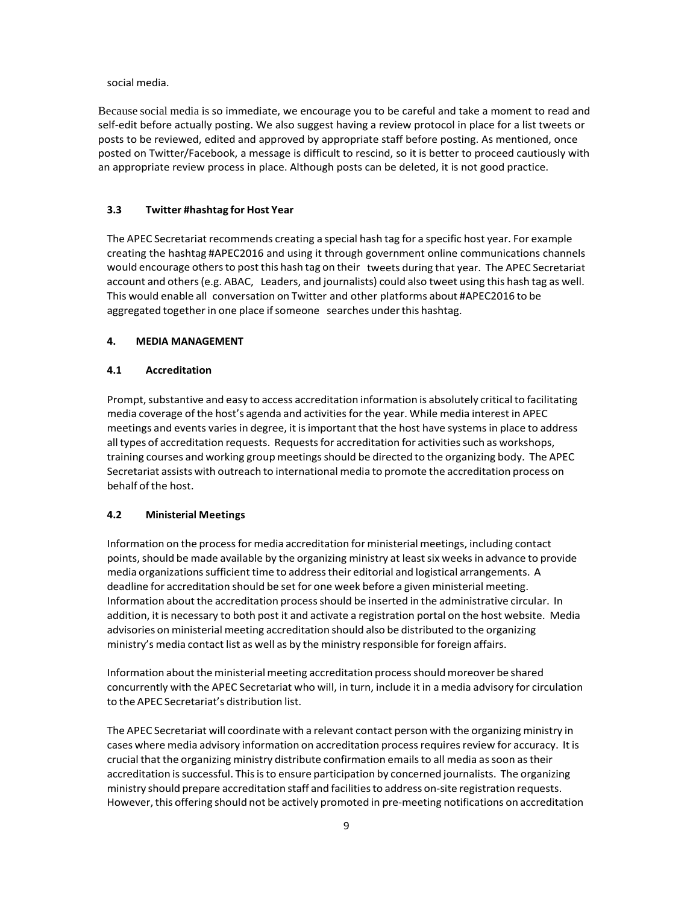social media.

Because social media is so immediate, we encourage you to be careful and take a moment to read and self-edit before actually posting. We also suggest having a review protocol in place for a list tweets or posts to be reviewed, edited and approved by appropriate staff before posting. As mentioned, once posted on Twitter/Facebook, a message is difficult to rescind, so it is better to proceed cautiously with an appropriate review process in place. Although posts can be deleted, it is not good practice.

### 3.3 Twitter #hashtag for Host Year

The APEC Secretariat recommends creating a special hash tag for a specific host year. For example creating the hashtag #APEC2016 and using it through government online communications channels would encourage others to post this hash tag on their tweets during that year. The APEC Secretariat account and others (e.g. ABAC, Leaders, and journalists) could also tweet using this hash tag as well. This would enable all conversation on Twitter and other platforms about #APEC2016 to be aggregated together in one place if someone searches under this hashtag.

## 4. MEDIA MANAGEMENT

### 4.1 Accreditation

Prompt, substantive and easy to access accreditation information is absolutely critical to facilitating media coverage of the host's agenda and activities for the year. While media interest in APEC meetings and events varies in degree, it is important that the host have systems in place to address all types of accreditation requests. Requests for accreditation for activities such as workshops, training courses and working group meetings should be directed to the organizing body. The APEC Secretariat assists with outreach to international media to promote the accreditation process on behalf of the host.

### 4.2 Ministerial Meetings

Information on the process for media accreditation for ministerial meetings, including contact points, should be made available by the organizing ministry at least six weeks in advance to provide media organizations sufficient time to address their editorial and logistical arrangements. A deadline for accreditation should be set for one week before a given ministerial meeting. Information about the accreditation process should be inserted in the administrative circular. In addition, it is necessary to both post it and activate a registration portal on the host website. Media advisories on ministerial meeting accreditation should also be distributed to the organizing ministry's media contact list as well as by the ministry responsible for foreign affairs.

Information about the ministerial meeting accreditation process should moreover be shared concurrently with the APEC Secretariat who will, in turn, include it in a media advisory for circulation to the APEC Secretariat's distribution list.

The APEC Secretariat will coordinate with a relevant contact person with the organizing ministry in cases where media advisory information on accreditation process requires review for accuracy. It is crucial that the organizing ministry distribute confirmation emails to all media as soon as their accreditation is successful. This is to ensure participation by concerned journalists. The organizing ministry should prepare accreditation staff and facilities to address on-site registration requests. However, this offering should not be actively promoted in pre-meeting notifications on accreditation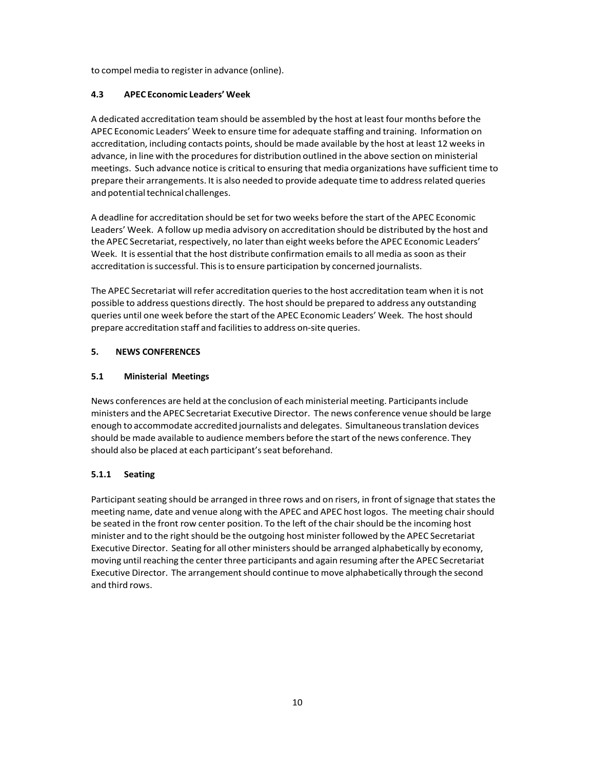to compel media to register in advance (online).

### 4.3 APEC Economic Leaders' Week

A dedicated accreditation team should be assembled by the host at least four months before the APEC Economic Leaders' Week to ensure time for adequate staffing and training. Information on accreditation, including contacts points, should be made available by the host at least 12 weeks in advance, in line with the procedures for distribution outlined in the above section on ministerial meetings. Such advance notice is critical to ensuring that media organizations have sufficient time to prepare their arrangements. It is also needed to provide adequate time to address related queries and potential technical challenges.

A deadline for accreditation should be set for two weeks before the start of the APEC Economic Leaders' Week. A follow up media advisory on accreditation should be distributed by the host and the APEC Secretariat, respectively, no later than eight weeks before the APEC Economic Leaders' Week. It is essential that the host distribute confirmation emails to all media as soon as their accreditation is successful. This is to ensure participation by concerned journalists.

The APEC Secretariat will refer accreditation queries to the host accreditation team when it is not possible to address questions directly. The host should be prepared to address any outstanding queries until one week before the start of the APEC Economic Leaders' Week. The host should prepare accreditation staff and facilities to address on-site queries.

## 5. NEWS CONFERENCES

### 5.1 Ministerial Meetings

News conferences are held at the conclusion of each ministerial meeting. Participants include ministers and the APEC Secretariat Executive Director. The news conference venue should be large enough to accommodate accredited journalists and delegates. Simultaneous translation devices should be made available to audience members before the start of the news conference. They should also be placed at each participant's seat beforehand.

#### 5.1.1 Seating

Participant seating should be arranged in three rows and on risers, in front of signage that states the meeting name, date and venue along with the APEC and APEC host logos. The meeting chair should be seated in the front row center position. To the left of the chair should be the incoming host minister and to the right should be the outgoing host minister followed by the APEC Secretariat Executive Director. Seating for all other ministers should be arranged alphabetically by economy, moving until reaching the center three participants and again resuming after the APEC Secretariat Executive Director. The arrangement should continue to move alphabetically through the second and third rows.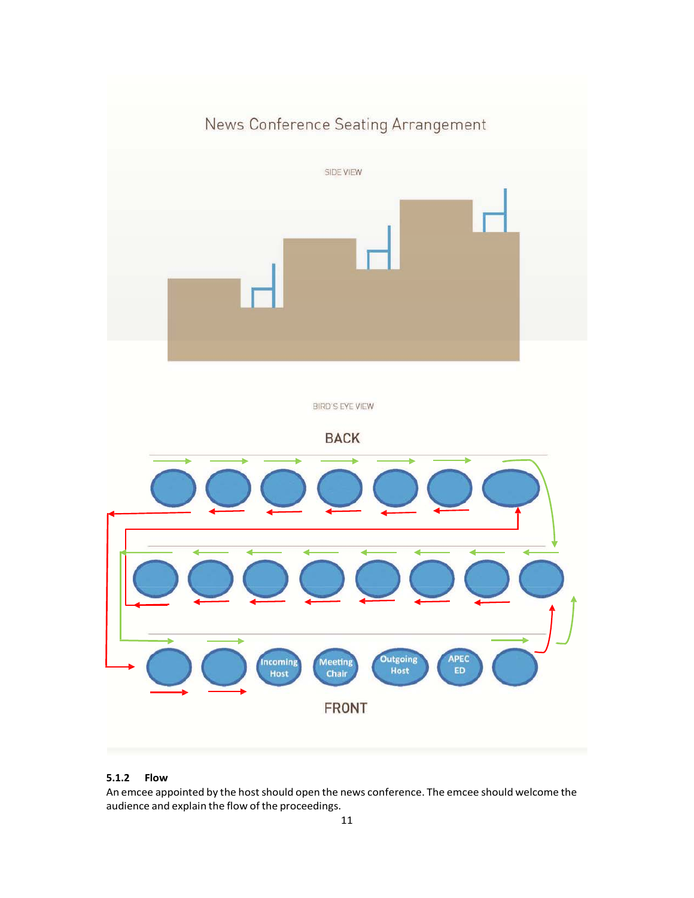News Conference Seating Arrangement

SIDE VIEW

BIRD'S EYE VIEW

BACK

Incoming Host | Meeting Chair | Outgoing Host | APEC ED

FRONT

### 5.1.2 Flow

An emcee appointed by the host should open the news conference. The emcee should welcome the audience and explain the flow of the proceedings.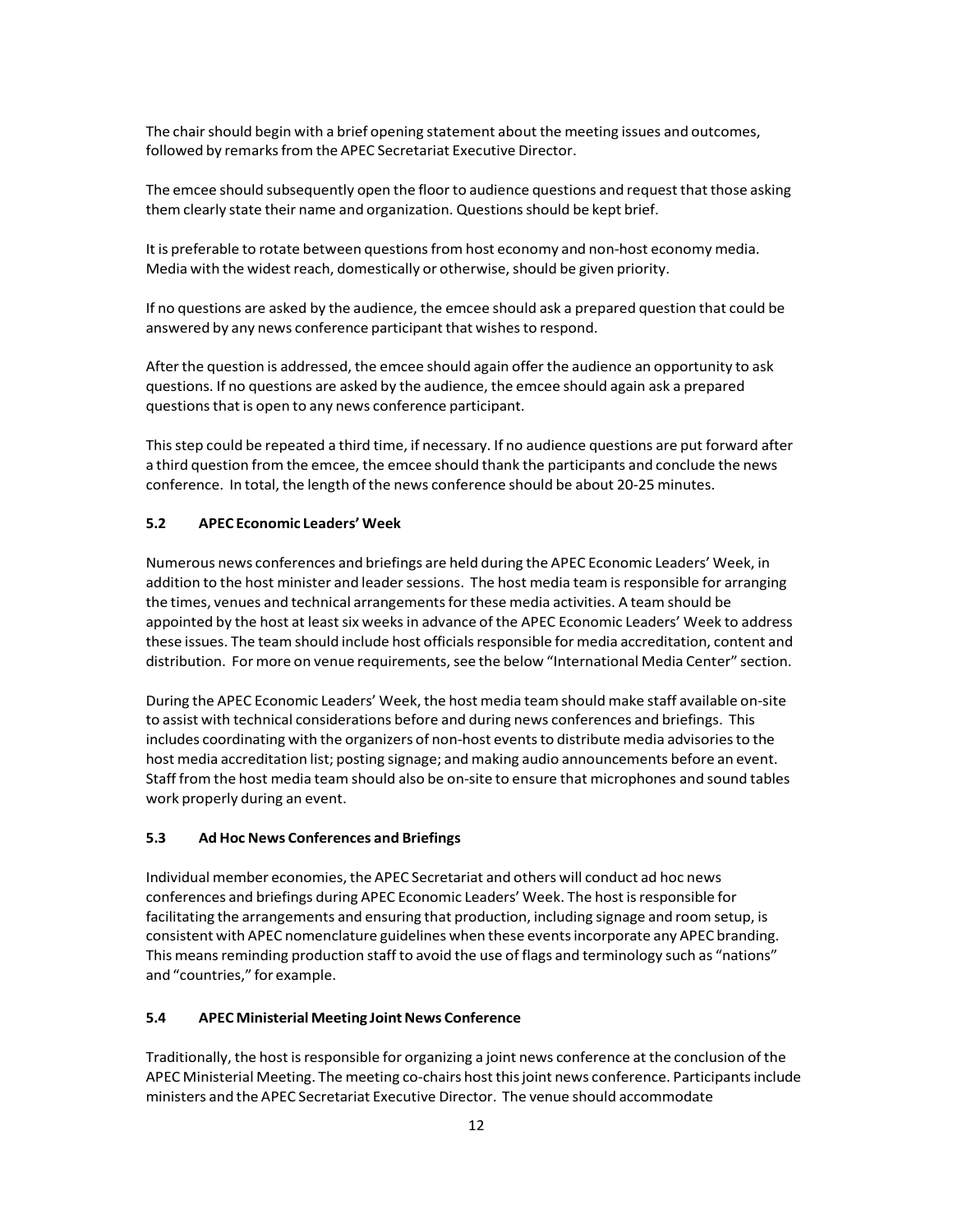The chair should begin with a brief opening statement about the meeting issues and outcomes, followed by remarks from the APEC Secretariat Executive Director.

The emcee should subsequently open the floor to audience questions and request that those asking them clearly state their name and organization. Questions should be kept brief.

It is preferable to rotate between questions from host economy and non-host economy media. Media with the widest reach, domestically or otherwise, should be given priority.

If no questions are asked by the audience, the emcee should ask a prepared question that could be answered by any news conference participant that wishes to respond.

After the question is addressed, the emcee should again offer the audience an opportunity to ask questions. If no questions are asked by the audience, the emcee should again ask a prepared questions that is open to any news conference participant.

This step could be repeated a third time, if necessary. If no audience questions are put forward after a third question from the emcee, the emcee should thank the participants and conclude the news conference. In total, the length of the news conference should be about 20-25 minutes.

### 5.2 APEC Economic Leaders' Week

Numerous news conferences and briefings are held during the APEC Economic Leaders' Week, in addition to the host minister and leader sessions. The host media team is responsible for arranging the times, venues and technical arrangements for these media activities. A team should be appointed by the host at least six weeks in advance of the APEC Economic Leaders' Week to address these issues. The team should include host officials responsible for media accreditation, content and distribution. For more on venue requirements, see the below "International Media Center" section.

During the APEC Economic Leaders' Week, the host media team should make staff available on-site to assist with technical considerations before and during news conferences and briefings. This includes coordinating with the organizers of non-host events to distribute media advisories to the host media accreditation list; posting signage; and making audio announcements before an event. Staff from the host media team should also be on-site to ensure that microphones and sound tables work properly during an event.

### 5.3 Ad Hoc News Conferences and Briefings

Individual member economies, the APEC Secretariat and others will conduct ad hoc news conferences and briefings during APEC Economic Leaders' Week. The host is responsible for facilitating the arrangements and ensuring that production, including signage and room setup, is consistent with APEC nomenclature guidelines when these events incorporate any APEC branding. This means reminding production staff to avoid the use of flags and terminology such as "nations" and "countries," for example.

### 5.4 APEC Ministerial Meeting Joint News Conference

Traditionally, the host is responsible for organizing a joint news conference at the conclusion of the APEC Ministerial Meeting. The meeting co-chairs host this joint news conference. Participants include ministers and the APEC Secretariat Executive Director. The venue should accommodate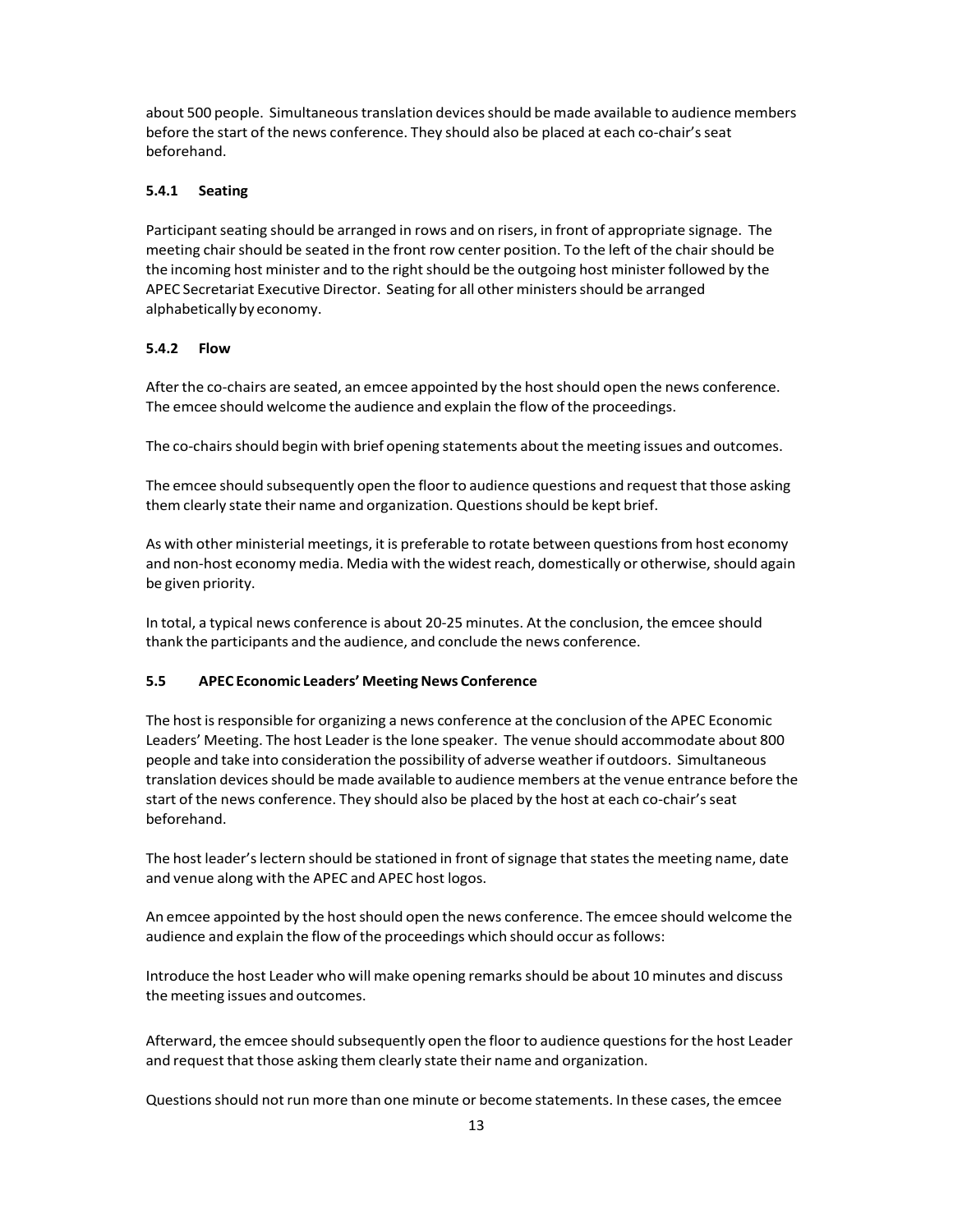about 500 people. Simultaneous translation devices should be made available to audience members before the start of the news conference. They should also be placed at each co-chair's seat beforehand.

#### 5.4.1 Seating

Participant seating should be arranged in rows and on risers, in front of appropriate signage. The meeting chair should be seated in the front row center position. To the left of the chair should be the incoming host minister and to the right should be the outgoing host minister followed by the APEC Secretariat Executive Director. Seating for all other ministers should be arranged alphabetically by economy.

#### 5.4.2 Flow

After the co-chairs are seated, an emcee appointed by the host should open the news conference. The emcee should welcome the audience and explain the flow of the proceedings.

The co-chairs should begin with brief opening statements about the meeting issues and outcomes.

The emcee should subsequently open the floor to audience questions and request that those asking them clearly state their name and organization. Questions should be kept brief.

As with other ministerial meetings, it is preferable to rotate between questions from host economy and non-host economy media. Media with the widest reach, domestically or otherwise, should again be given priority.

In total, a typical news conference is about 20-25 minutes. At the conclusion, the emcee should thank the participants and the audience, and conclude the news conference.

### 5.5 APEC Economic Leaders' Meeting News Conference

The host is responsible for organizing a news conference at the conclusion of the APEC Economic Leaders' Meeting. The host Leader is the lone speaker. The venue should accommodate about 800 people and take into consideration the possibility of adverse weather if outdoors. Simultaneous translation devices should be made available to audience members at the venue entrance before the start of the news conference. They should also be placed by the host at each co-chair's seat beforehand.

The host leader's lectern should be stationed in front of signage that states the meeting name, date and venue along with the APEC and APEC host logos.

An emcee appointed by the host should open the news conference. The emcee should welcome the audience and explain the flow of the proceedings which should occur as follows:

Introduce the host Leader who will make opening remarks should be about 10 minutes and discuss the meeting issues and outcomes.

Afterward, the emcee should subsequently open the floor to audience questions for the host Leader and request that those asking them clearly state their name and organization.

Questions should not run more than one minute or become statements. In these cases, the emcee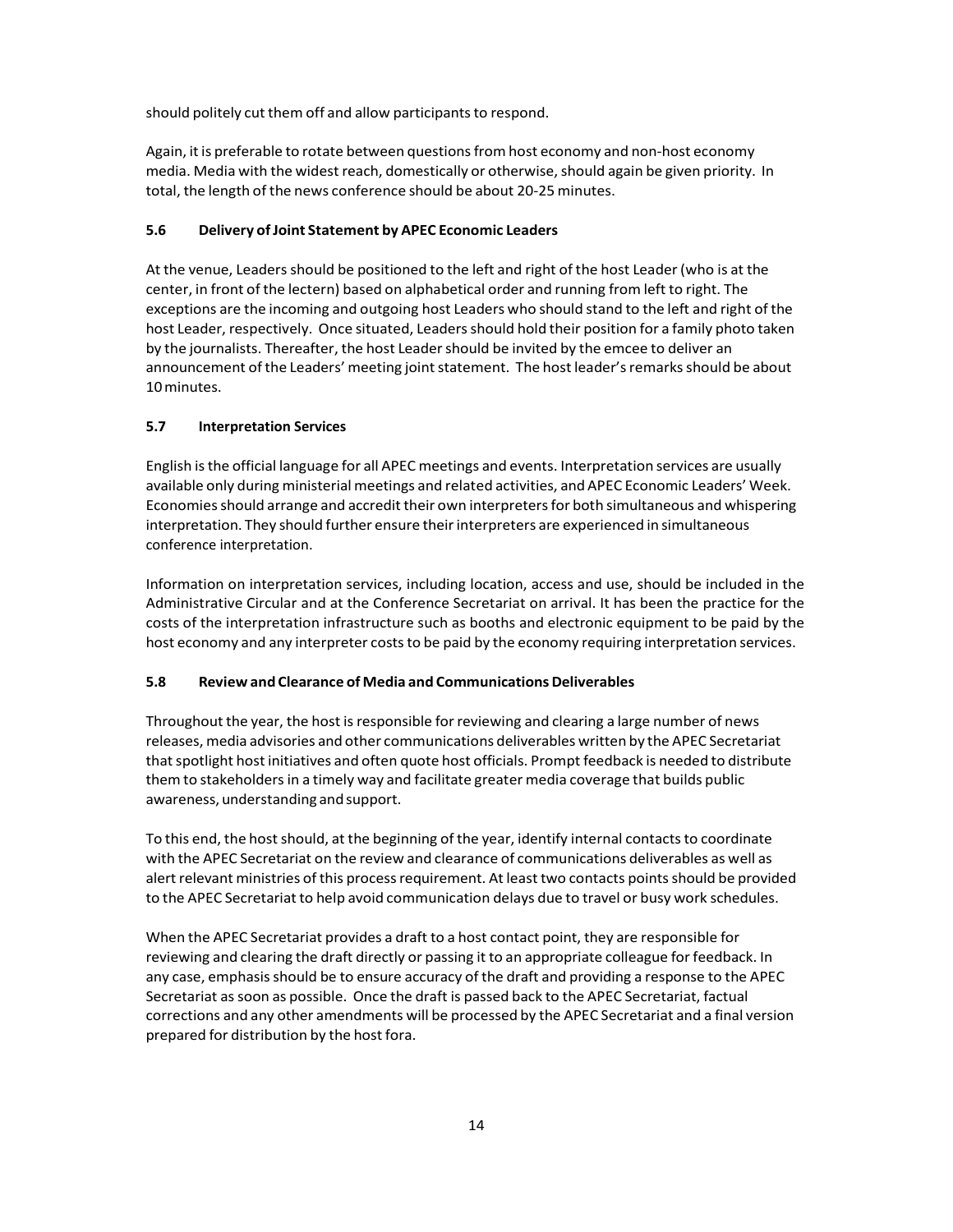should politely cut them off and allow participants to respond.

Again, it is preferable to rotate between questions from host economy and non-host economy media. Media with the widest reach, domestically or otherwise, should again be given priority. In total, the length of the news conference should be about 20-25 minutes.

### 5.6 Delivery of Joint Statement by APEC Economic Leaders

At the venue, Leaders should be positioned to the left and right of the host Leader (who is at the center, in front of the lectern) based on alphabetical order and running from left to right. The exceptions are the incoming and outgoing host Leaders who should stand to the left and right of the host Leader, respectively. Once situated, Leaders should hold their position for a family photo taken by the journalists. Thereafter, the host Leader should be invited by the emcee to deliver an announcement of the Leaders' meeting joint statement. The host leader's remarks should be about 10 minutes.

### 5.7 Interpretation Services

English is the official language for all APEC meetings and events. Interpretation services are usually available only during ministerial meetings and related activities, and APEC Economic Leaders' Week. Economies should arrange and accredit their own interpreters for both simultaneous and whispering interpretation. They should further ensure their interpreters are experienced in simultaneous conference interpretation.

Information on interpretation services, including location, access and use, should be included in the Administrative Circular and at the Conference Secretariat on arrival. It has been the practice for the costs of the interpretation infrastructure such as booths and electronic equipment to be paid by the host economy and any interpreter costs to be paid by the economy requiring interpretation services.

### 5.8 Review and Clearance of Media and Communications Deliverables

Throughout the year, the host is responsible for reviewing and clearing a large number of news releases, media advisories and other communications deliverables written by the APEC Secretariat that spotlight host initiatives and often quote host officials. Prompt feedback is needed to distribute them to stakeholders in a timely way and facilitate greater media coverage that builds public awareness, understanding and support.

To this end, the host should, at the beginning of the year, identify internal contacts to coordinate with the APEC Secretariat on the review and clearance of communications deliverables as well as alert relevant ministries of this process requirement. At least two contacts points should be provided to the APEC Secretariat to help avoid communication delays due to travel or busy work schedules.

When the APEC Secretariat provides a draft to a host contact point, they are responsible for reviewing and clearing the draft directly or passing it to an appropriate colleague for feedback. In any case, emphasis should be to ensure accuracy of the draft and providing a response to the APEC Secretariat as soon as possible. Once the draft is passed back to the APEC Secretariat, factual corrections and any other amendments will be processed by the APEC Secretariat and a final version prepared for distribution by the host fora.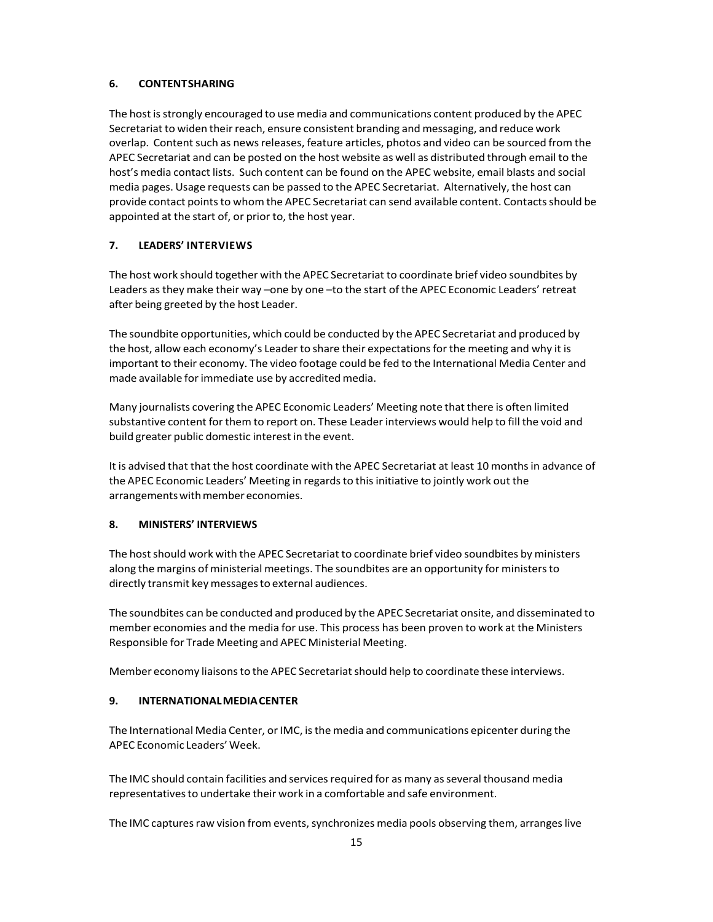## 6. CONTENT SHARING

The host is strongly encouraged to use media and communications content produced by the APEC Secretariat to widen their reach, ensure consistent branding and messaging, and reduce work overlap. Content such as news releases, feature articles, photos and video can be sourced from the APEC Secretariat and can be posted on the host website as well as distributed through email to the host's media contact lists. Such content can be found on the APEC website, email blasts and social media pages. Usage requests can be passed to the APEC Secretariat. Alternatively, the host can provide contact points to whom the APEC Secretariat can send available content. Contacts should be appointed at the start of, or prior to, the host year.

## 7. LEADERS' INTERVIEWS

The host work should together with the APEC Secretariat to coordinate brief video soundbites by Leaders as they make their way –one by one –to the start of the APEC Economic Leaders' retreat after being greeted by the host Leader.

The soundbite opportunities, which could be conducted by the APEC Secretariat and produced by the host, allow each economy's Leader to share their expectations for the meeting and why it is important to their economy. The video footage could be fed to the International Media Center and made available for immediate use by accredited media.

Many journalists covering the APEC Economic Leaders' Meeting note that there is often limited substantive content for them to report on. These Leader interviews would help to fill the void and build greater public domestic interest in the event.

It is advised that that the host coordinate with the APEC Secretariat at least 10 months in advance of the APEC Economic Leaders' Meeting in regards to this initiative to jointly work out the arrangements with member economies.

## 8. MINISTERS' INTERVIEWS

The host should work with the APEC Secretariat to coordinate brief video soundbites by ministers along the margins of ministerial meetings. The soundbites are an opportunity for ministers to directly transmit key messages to external audiences.

The soundbites can be conducted and produced by the APEC Secretariat onsite, and disseminated to member economies and the media for use. This process has been proven to work at the Ministers Responsible for Trade Meeting and APEC Ministerial Meeting.

Member economy liaisons to the APEC Secretariat should help to coordinate these interviews.

## 9. INTERNATIONAL MEDIA CENTER

The International Media Center, or IMC, is the media and communications epicenter during the APEC Economic Leaders' Week.

The IMC should contain facilities and services required for as many as several thousand media representatives to undertake their work in a comfortable and safe environment.

The IMC captures raw vision from events, synchronizes media pools observing them, arranges live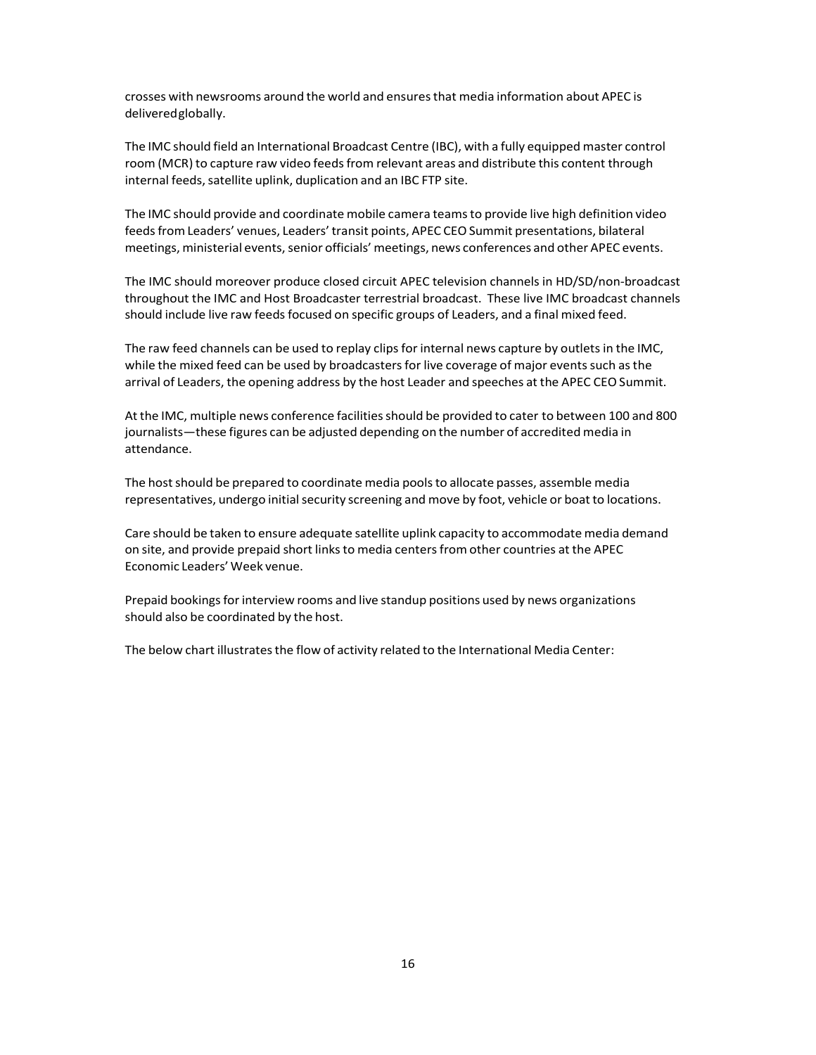crosses with newsrooms around the world and ensures that media information about APEC is deliveredglobally.

The IMC should field an International Broadcast Centre (IBC), with a fully equipped master control room (MCR) to capture raw video feeds from relevant areas and distribute this content through internal feeds, satellite uplink, duplication and an IBC FTP site.

The IMC should provide and coordinate mobile camera teams to provide live high definition video feeds from Leaders' venues, Leaders' transit points, APEC CEO Summit presentations, bilateral meetings, ministerial events, senior officials' meetings, news conferences and other APEC events.

The IMC should moreover produce closed circuit APEC television channels in HD/SD/non-broadcast throughout the IMC and Host Broadcaster terrestrial broadcast. These live IMC broadcast channels should include live raw feeds focused on specific groups of Leaders, and a final mixed feed.

The raw feed channels can be used to replay clips for internal news capture by outlets in the IMC, while the mixed feed can be used by broadcasters for live coverage of major events such as the arrival of Leaders, the opening address by the host Leader and speeches at the APEC CEO Summit.

At the IMC, multiple news conference facilities should be provided to cater to between 100 and 800 journalists—these figures can be adjusted depending on the number of accredited media in attendance.

The host should be prepared to coordinate media pools to allocate passes, assemble media representatives, undergo initial security screening and move by foot, vehicle or boat to locations.

Care should be taken to ensure adequate satellite uplink capacity to accommodate media demand on site, and provide prepaid short links to media centers from other countries at the APEC Economic Leaders' Week venue.

Prepaid bookings for interview rooms and live standup positions used by news organizations should also be coordinated by the host.

The below chart illustrates the flow of activity related to the International Media Center: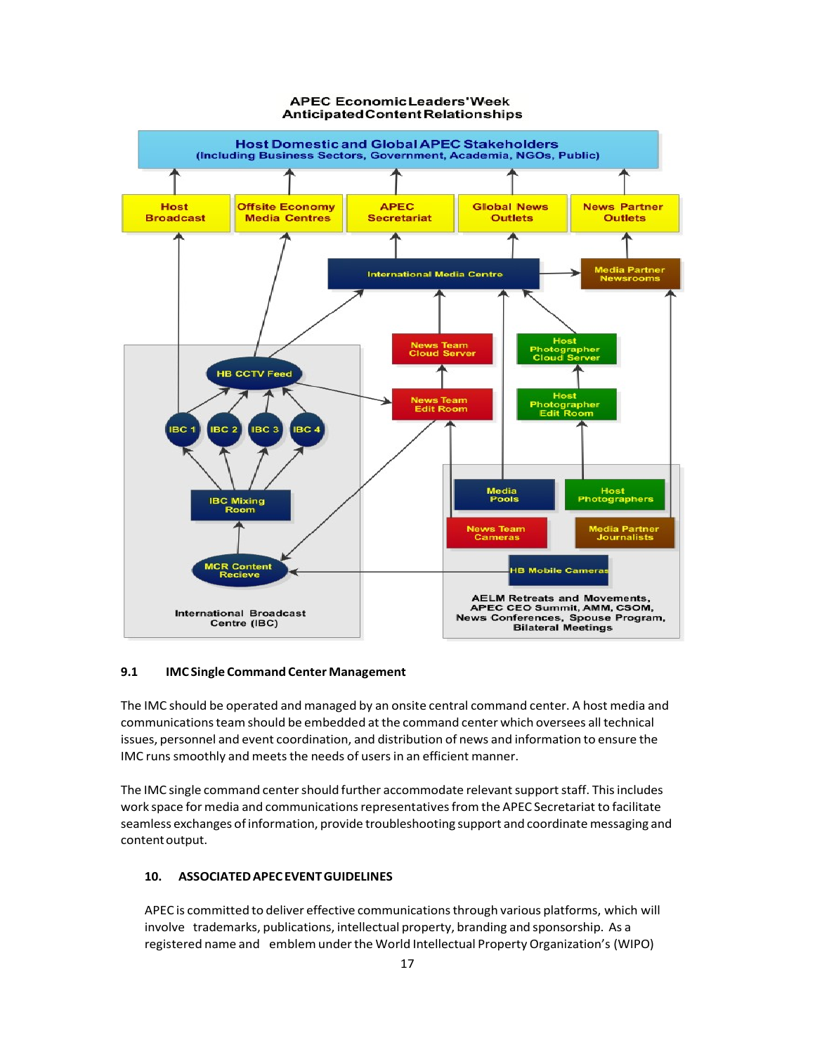**APEC Economic Leaders' Week**
**Anticipated Content Relationships**

Host Domestic and Global APEC Stakeholders (Including Business Sectors, Government, Academia, NGOs, Public)

Host Broadcast | Offsite Economy Media Centres | APEC Secretariat | Global News Outlets | News Partner Outlets

International Media Centre → Media Partner Newsrooms

News Team Cloud Server | Host Photographer Cloud Server

News Team Edit Room | Host Photographer Edit Room

HB CCTV Feed

IBC 1 | IBC 2 | IBC 3 | IBC 4

IBC Mixing Room

MCR Content Recieve

International Broadcast Centre (IBC)

Media Pools | Host Photographers | News Team Cameras | Media Partner Journalists | HB Mobile Cameras

AELM Retreats and Movements, APEC CEO Summit, AMM, CSOM, News Conferences, Spouse Program, Bilateral Meetings

### 9.1 IMC Single Command Center Management

The IMC should be operated and managed by an onsite central command center. A host media and communications team should be embedded at the command center which oversees all technical issues, personnel and event coordination, and distribution of news and information to ensure the IMC runs smoothly and meets the needs of users in an efficient manner.

The IMC single command center should further accommodate relevant support staff. This includes work space for media and communications representatives from the APEC Secretariat to facilitate seamless exchanges of information, provide troubleshooting support and coordinate messaging and content output.

## 10. ASSOCIATED APEC EVENT GUIDELINES

APEC is committed to deliver effective communications through various platforms, which will involve trademarks, publications, intellectual property, branding and sponsorship. As a registered name and emblem under the World Intellectual Property Organization's (WIPO)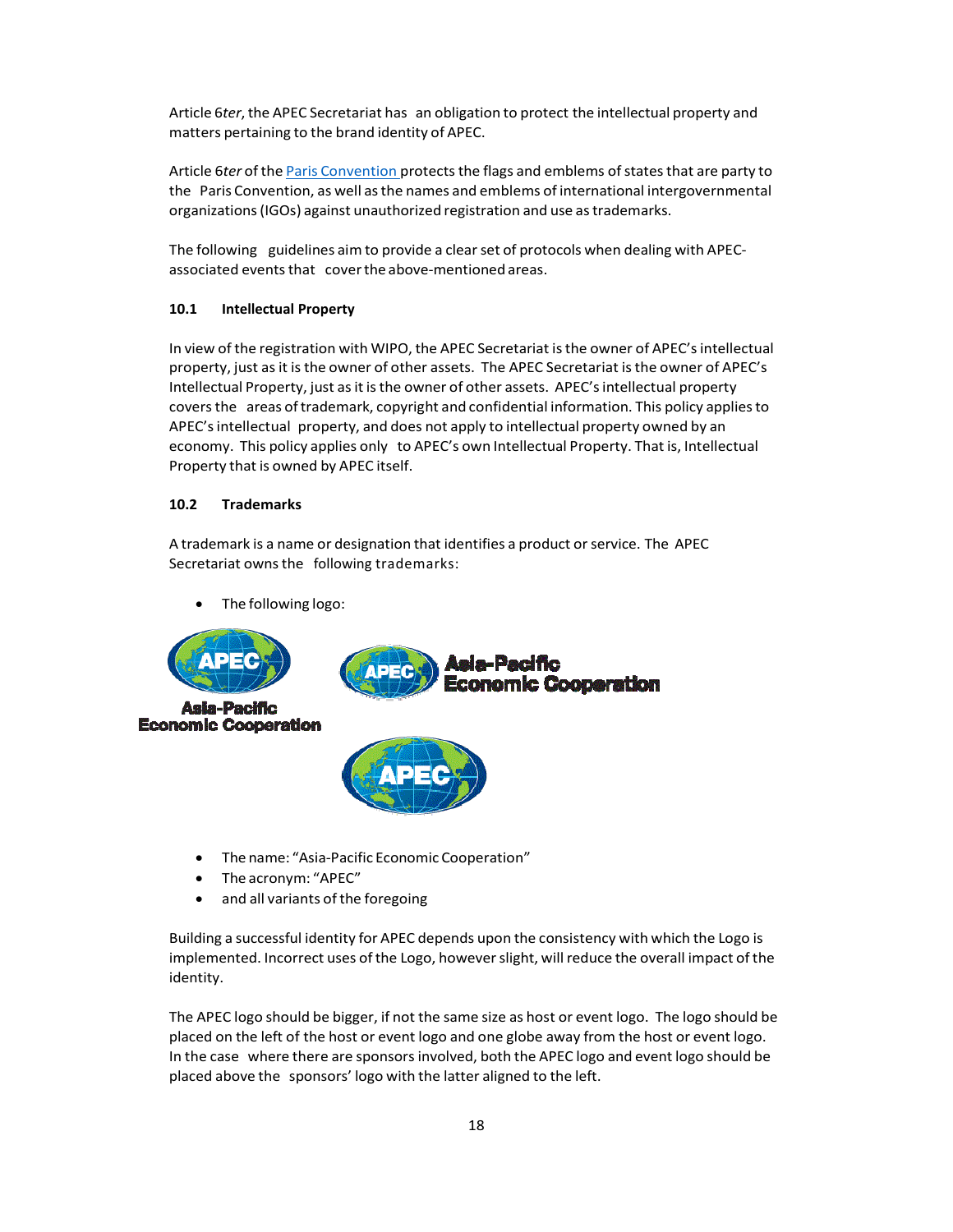Article 6*ter*, the APEC Secretariat has an obligation to protect the intellectual property and matters pertaining to the brand identity of APEC.

Article 6*ter* of the Paris Convention protects the flags and emblems of states that are party to the Paris Convention, as well as the names and emblems of international intergovernmental organizations (IGOs) against unauthorized registration and use as trademarks.

The following guidelines aim to provide a clear set of protocols when dealing with APEC-associated events that cover the above-mentioned areas.

### 10.1 Intellectual Property

In view of the registration with WIPO, the APEC Secretariat is the owner of APEC's intellectual property, just as it is the owner of other assets. The APEC Secretariat is the owner of APEC's Intellectual Property, just as it is the owner of other assets. APEC's intellectual property covers the areas of trademark, copyright and confidential information. This policy applies to APEC's intellectual property, and does not apply to intellectual property owned by an economy. This policy applies only to APEC's own Intellectual Property. That is, Intellectual Property that is owned by APEC itself.

### 10.2 Trademarks

A trademark is a name or designation that identifies a product or service. The APEC Secretariat owns the following trademarks:

- The following logo:

APEC Asia-Pacific Economic Cooperation

APEC Asia-Pacific Economic Cooperation

APEC

- The name: "Asia-Pacific Economic Cooperation"
- The acronym: "APEC"
- and all variants of the foregoing

Building a successful identity for APEC depends upon the consistency with which the Logo is implemented. Incorrect uses of the Logo, however slight, will reduce the overall impact of the identity.

The APEC logo should be bigger, if not the same size as host or event logo. The logo should be placed on the left of the host or event logo and one globe away from the host or event logo. In the case where there are sponsors involved, both the APEC logo and event logo should be placed above the sponsors' logo with the latter aligned to the left.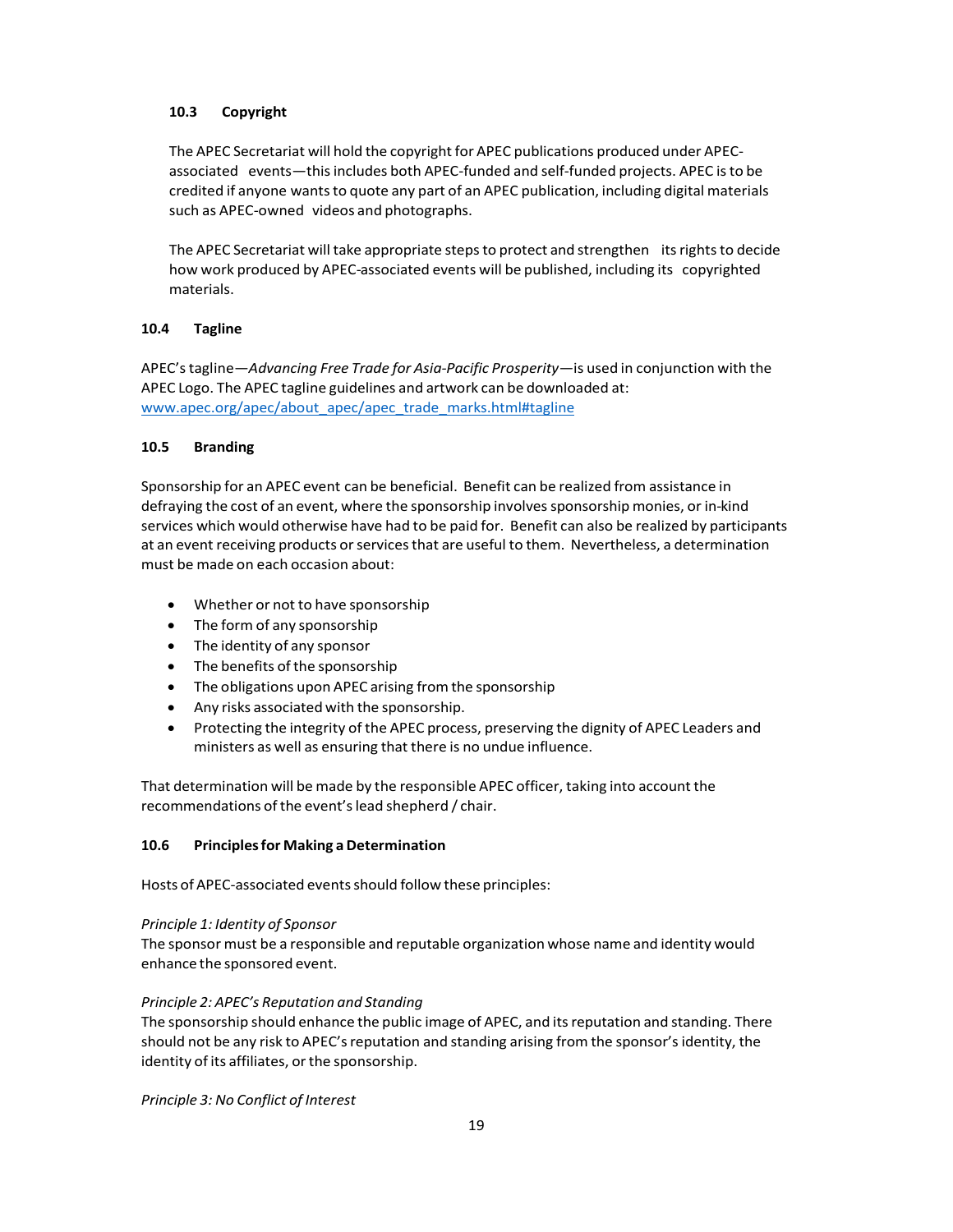### 10.3 Copyright

The APEC Secretariat will hold the copyright for APEC publications produced under APEC-associated events—this includes both APEC-funded and self-funded projects. APEC is to be credited if anyone wants to quote any part of an APEC publication, including digital materials such as APEC-owned videos and photographs.

The APEC Secretariat will take appropriate steps to protect and strengthen its rights to decide how work produced by APEC-associated events will be published, including its copyrighted materials.

### 10.4 Tagline

APEC's tagline—*Advancing Free Trade for Asia-Pacific Prosperity*—is used in conjunction with the APEC Logo. The APEC tagline guidelines and artwork can be downloaded at: [www.apec.org/apec/about_apec/apec_trade_marks.html#tagline](www.apec.org/apec/about_apec/apec_trade_marks.html#tagline)

### 10.5 Branding

Sponsorship for an APEC event can be beneficial. Benefit can be realized from assistance in defraying the cost of an event, where the sponsorship involves sponsorship monies, or in-kind services which would otherwise have had to be paid for. Benefit can also be realized by participants at an event receiving products or services that are useful to them. Nevertheless, a determination must be made on each occasion about:

- Whether or not to have sponsorship
- The form of any sponsorship
- The identity of any sponsor
- The benefits of the sponsorship
- The obligations upon APEC arising from the sponsorship
- Any risks associated with the sponsorship.
- Protecting the integrity of the APEC process, preserving the dignity of APEC Leaders and ministers as well as ensuring that there is no undue influence.

That determination will be made by the responsible APEC officer, taking into account the recommendations of the event's lead shepherd / chair.

### 10.6 Principles for Making a Determination

Hosts of APEC-associated events should follow these principles:

*Principle 1: Identity of Sponsor*
The sponsor must be a responsible and reputable organization whose name and identity would enhance the sponsored event.

*Principle 2: APEC's Reputation and Standing*
The sponsorship should enhance the public image of APEC, and its reputation and standing. There should not be any risk to APEC's reputation and standing arising from the sponsor's identity, the identity of its affiliates, or the sponsorship.

*Principle 3: No Conflict of Interest*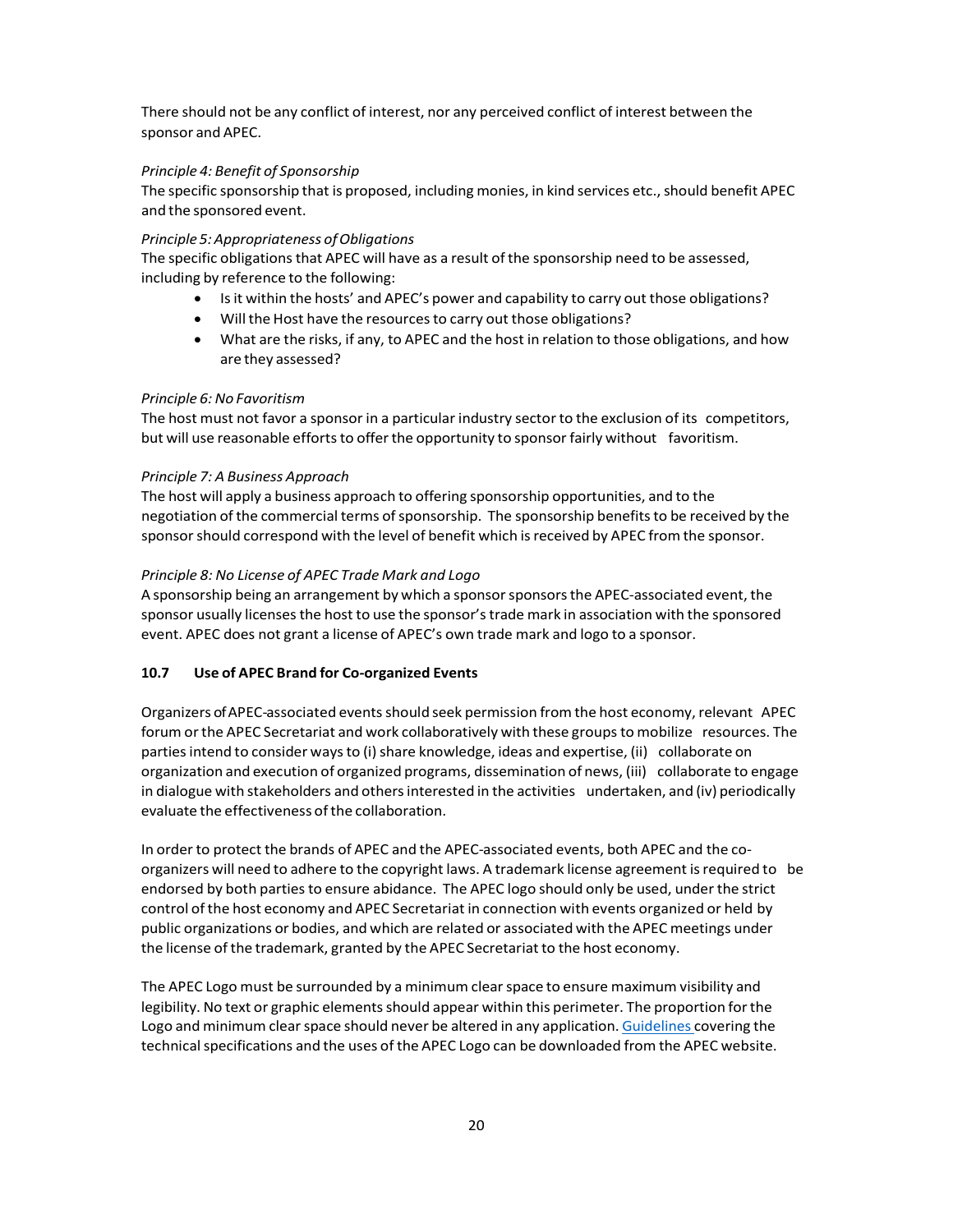There should not be any conflict of interest, nor any perceived conflict of interest between the sponsor and APEC.

*Principle 4: Benefit of Sponsorship*
The specific sponsorship that is proposed, including monies, in kind services etc., should benefit APEC and the sponsored event.

*Principle 5: Appropriateness of Obligations*
The specific obligations that APEC will have as a result of the sponsorship need to be assessed, including by reference to the following:

- Is it within the hosts' and APEC's power and capability to carry out those obligations?
- Will the Host have the resources to carry out those obligations?
- What are the risks, if any, to APEC and the host in relation to those obligations, and how are they assessed?

*Principle 6: No Favoritism*
The host must not favor a sponsor in a particular industry sector to the exclusion of its competitors, but will use reasonable efforts to offer the opportunity to sponsor fairly without favoritism.

*Principle 7: A Business Approach*
The host will apply a business approach to offering sponsorship opportunities, and to the negotiation of the commercial terms of sponsorship. The sponsorship benefits to be received by the sponsor should correspond with the level of benefit which is received by APEC from the sponsor.

*Principle 8: No License of APEC Trade Mark and Logo*
A sponsorship being an arrangement by which a sponsor sponsors the APEC-associated event, the sponsor usually licenses the host to use the sponsor's trade mark in association with the sponsored event. APEC does not grant a license of APEC's own trade mark and logo to a sponsor.

### 10.7 Use of APEC Brand for Co-organized Events

Organizers of APEC-associated events should seek permission from the host economy, relevant APEC forum or the APEC Secretariat and work collaboratively with these groups to mobilize resources. The parties intend to consider ways to (i) share knowledge, ideas and expertise, (ii) collaborate on organization and execution of organized programs, dissemination of news, (iii) collaborate to engage in dialogue with stakeholders and others interested in the activities undertaken, and (iv) periodically evaluate the effectiveness of the collaboration.

In order to protect the brands of APEC and the APEC-associated events, both APEC and the co-organizers will need to adhere to the copyright laws. A trademark license agreement is required to be endorsed by both parties to ensure abidance. The APEC logo should only be used, under the strict control of the host economy and APEC Secretariat in connection with events organized or held by public organizations or bodies, and which are related or associated with the APEC meetings under the license of the trademark, granted by the APEC Secretariat to the host economy.

The APEC Logo must be surrounded by a minimum clear space to ensure maximum visibility and legibility. No text or graphic elements should appear within this perimeter. The proportion for the Logo and minimum clear space should never be altered in any application. Guidelines covering the technical specifications and the uses of the APEC Logo can be downloaded from the APEC website.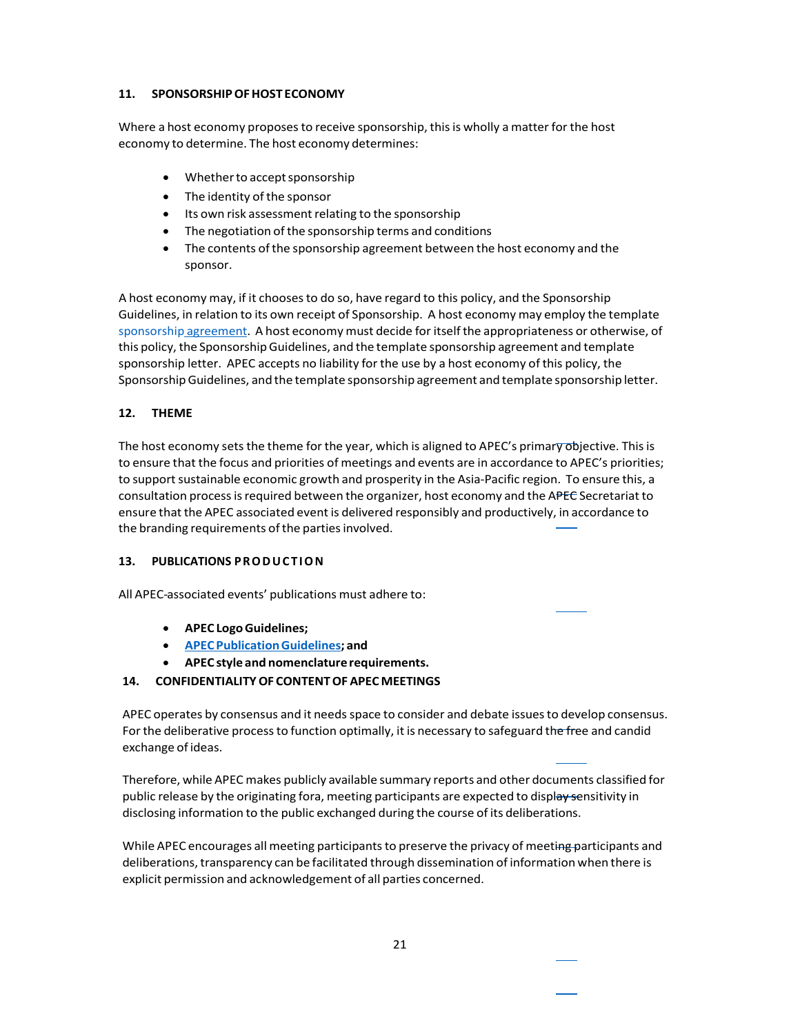## 11. SPONSORSHIP OF HOST ECONOMY

Where a host economy proposes to receive sponsorship, this is wholly a matter for the host economy to determine. The host economy determines:

- Whether to accept sponsorship
- The identity of the sponsor
- Its own risk assessment relating to the sponsorship
- The negotiation of the sponsorship terms and conditions
- The contents of the sponsorship agreement between the host economy and the sponsor.

A host economy may, if it chooses to do so, have regard to this policy, and the Sponsorship Guidelines, in relation to its own receipt of Sponsorship. A host economy may employ the template sponsorship agreement. A host economy must decide for itself the appropriateness or otherwise, of this policy, the Sponsorship Guidelines, and the template sponsorship agreement and template sponsorship letter. APEC accepts no liability for the use by a host economy of this policy, the Sponsorship Guidelines, and the template sponsorship agreement and template sponsorship letter.

## 12. THEME

The host economy sets the theme for the year, which is aligned to APEC's primary objective. This is to ensure that the focus and priorities of meetings and events are in accordance to APEC's priorities; to support sustainable economic growth and prosperity in the Asia-Pacific region. To ensure this, a consultation process is required between the organizer, host economy and the APEC Secretariat to ensure that the APEC associated event is delivered responsibly and productively, in accordance to the branding requirements of the parties involved.

## 13. PUBLICATIONS PRODUCTION

All APEC-associated events' publications must adhere to:

- **APEC Logo Guidelines;**
- **APEC Publication Guidelines; and**
- **APEC style and nomenclature requirements.**

## 14. CONFIDENTIALITY OF CONTENT OF APEC MEETINGS

APEC operates by consensus and it needs space to consider and debate issues to develop consensus. For the deliberative process to function optimally, it is necessary to safeguard the free and candid exchange of ideas.

Therefore, while APEC makes publicly available summary reports and other documents classified for public release by the originating fora, meeting participants are expected to display sensitivity in disclosing information to the public exchanged during the course of its deliberations.

While APEC encourages all meeting participants to preserve the privacy of meeting participants and deliberations, transparency can be facilitated through dissemination of information when there is explicit permission and acknowledgement of all parties concerned.